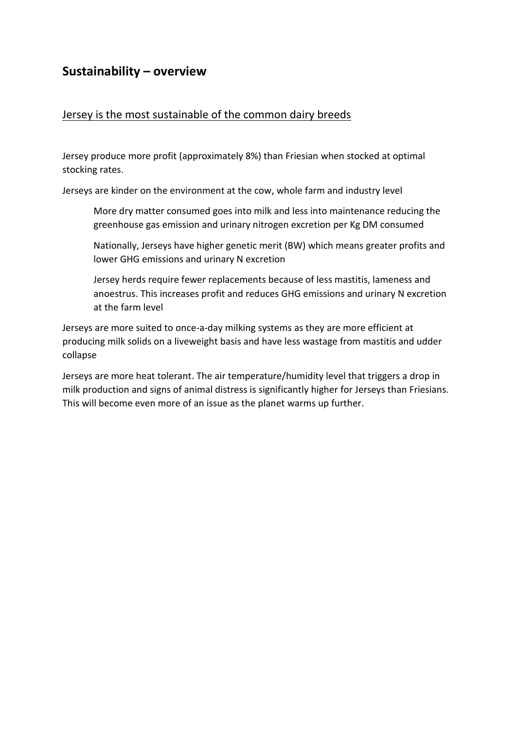## Sustainability – overview

Jersey is the most sustainable of the common dairy breeds

Jersey produce more profit (approximately 8%) than Friesian when stocked at optimal stocking rates.

Jerseys are kinder on the environment at the cow, whole farm and industry level

> More dry matter consumed goes into milk and less into maintenance reducing the greenhouse gas emission and urinary nitrogen excretion per Kg DM consumed
>
> Nationally, Jerseys have higher genetic merit (BW) which means greater profits and lower GHG emissions and urinary N excretion
>
> Jersey herds require fewer replacements because of less mastitis, lameness and anoestrus. This increases profit and reduces GHG emissions and urinary N excretion at the farm level

Jerseys are more suited to once-a-day milking systems as they are more efficient at producing milk solids on a liveweight basis and have less wastage from mastitis and udder collapse

Jerseys are more heat tolerant. The air temperature/humidity level that triggers a drop in milk production and signs of animal distress is significantly higher for Jerseys than Friesians. This will become even more of an issue as the planet warms up further.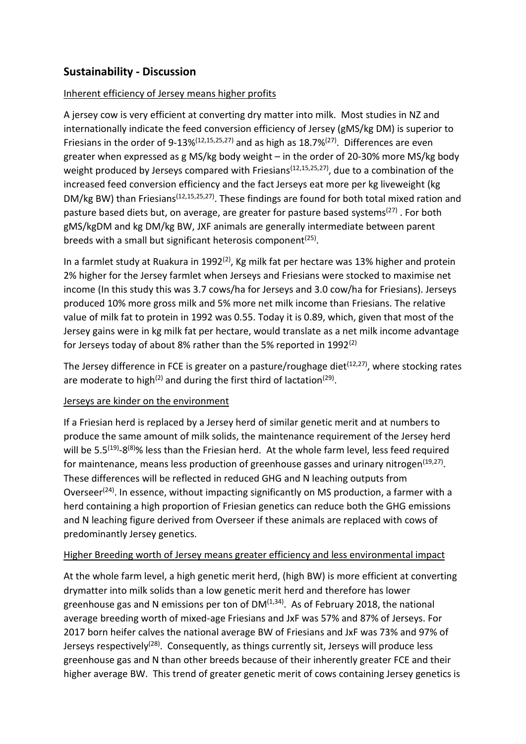## Sustainability - Discussion

Inherent efficiency of Jersey means higher profits

A jersey cow is very efficient at converting dry matter into milk. Most studies in NZ and internationally indicate the feed conversion efficiency of Jersey (gMS/kg DM) is superior to Friesians in the order of 9-13%[12,15,25,27] and as high as 18.7%[27]. Differences are even greater when expressed as g MS/kg body weight – in the order of 20-30% more MS/kg body weight produced by Jerseys compared with Friesians[12,15,25,27], due to a combination of the increased feed conversion efficiency and the fact Jerseys eat more per kg liveweight (kg DM/kg BW) than Friesians[12,15,25,27]. These findings are found for both total mixed ration and pasture based diets but, on average, are greater for pasture based systems[27] . For both gMS/kgDM and kg DM/kg BW, JXF animals are generally intermediate between parent breeds with a small but significant heterosis component[25].

In a farmlet study at Ruakura in 1992[2], Kg milk fat per hectare was 13% higher and protein 2% higher for the Jersey farmlet when Jerseys and Friesians were stocked to maximise net income (In this study this was 3.7 cows/ha for Jerseys and 3.0 cow/ha for Friesians). Jerseys produced 10% more gross milk and 5% more net milk income than Friesians. The relative value of milk fat to protein in 1992 was 0.55. Today it is 0.89, which, given that most of the Jersey gains were in kg milk fat per hectare, would translate as a net milk income advantage for Jerseys today of about 8% rather than the 5% reported in 1992[2]

The Jersey difference in FCE is greater on a pasture/roughage diet[12,27], where stocking rates are moderate to high[2] and during the first third of lactation[29].

Jerseys are kinder on the environment

If a Friesian herd is replaced by a Jersey herd of similar genetic merit and at numbers to produce the same amount of milk solids, the maintenance requirement of the Jersey herd will be 5.5[19]-8[8]% less than the Friesian herd. At the whole farm level, less feed required for maintenance, means less production of greenhouse gasses and urinary nitrogen[19,27]. These differences will be reflected in reduced GHG and N leaching outputs from Overseer[24]. In essence, without impacting significantly on MS production, a farmer with a herd containing a high proportion of Friesian genetics can reduce both the GHG emissions and N leaching figure derived from Overseer if these animals are replaced with cows of predominantly Jersey genetics.

Higher Breeding worth of Jersey means greater efficiency and less environmental impact

At the whole farm level, a high genetic merit herd, (high BW) is more efficient at converting drymatter into milk solids than a low genetic merit herd and therefore has lower greenhouse gas and N emissions per ton of DM[1,34]. As of February 2018, the national average breeding worth of mixed-age Friesians and JxF was 57% and 87% of Jerseys. For 2017 born heifer calves the national average BW of Friesians and JxF was 73% and 97% of Jerseys respectively[28]. Consequently, as things currently sit, Jerseys will produce less greenhouse gas and N than other breeds because of their inherently greater FCE and their higher average BW. This trend of greater genetic merit of cows containing Jersey genetics is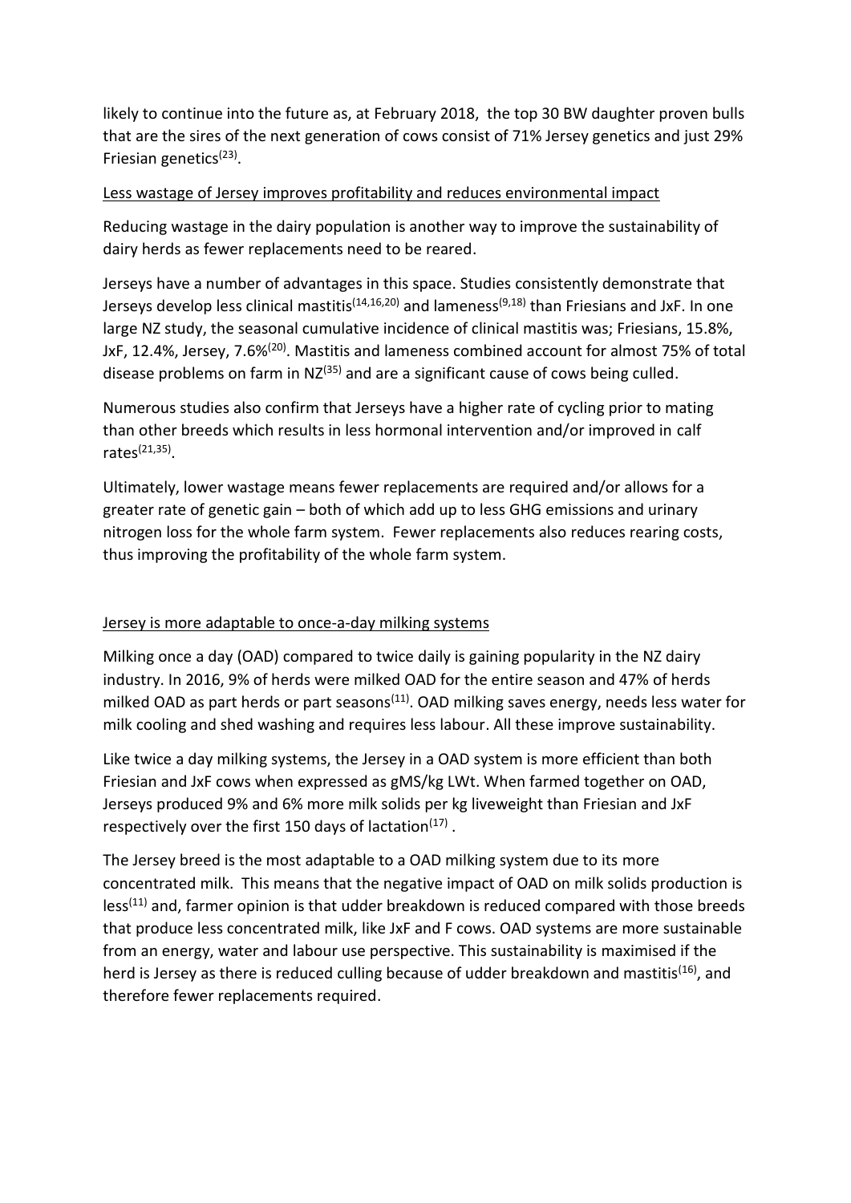likely to continue into the future as, at February 2018, the top 30 BW daughter proven bulls that are the sires of the next generation of cows consist of 71% Jersey genetics and just 29% Friesian genetics[23].

## Less wastage of Jersey improves profitability and reduces environmental impact

Reducing wastage in the dairy population is another way to improve the sustainability of dairy herds as fewer replacements need to be reared.

Jerseys have a number of advantages in this space. Studies consistently demonstrate that Jerseys develop less clinical mastitis[14,16,20] and lameness[9,18] than Friesians and JxF. In one large NZ study, the seasonal cumulative incidence of clinical mastitis was; Friesians, 15.8%, JxF, 12.4%, Jersey, 7.6%[20]. Mastitis and lameness combined account for almost 75% of total disease problems on farm in NZ[35] and are a significant cause of cows being culled.

Numerous studies also confirm that Jerseys have a higher rate of cycling prior to mating than other breeds which results in less hormonal intervention and/or improved in calf rates[21,35].

Ultimately, lower wastage means fewer replacements are required and/or allows for a greater rate of genetic gain – both of which add up to less GHG emissions and urinary nitrogen loss for the whole farm system. Fewer replacements also reduces rearing costs, thus improving the profitability of the whole farm system.

## Jersey is more adaptable to once-a-day milking systems

Milking once a day (OAD) compared to twice daily is gaining popularity in the NZ dairy industry. In 2016, 9% of herds were milked OAD for the entire season and 47% of herds milked OAD as part herds or part seasons[11]. OAD milking saves energy, needs less water for milk cooling and shed washing and requires less labour. All these improve sustainability.

Like twice a day milking systems, the Jersey in a OAD system is more efficient than both Friesian and JxF cows when expressed as gMS/kg LWt. When farmed together on OAD, Jerseys produced 9% and 6% more milk solids per kg liveweight than Friesian and JxF respectively over the first 150 days of lactation[17].

The Jersey breed is the most adaptable to a OAD milking system due to its more concentrated milk. This means that the negative impact of OAD on milk solids production is less[11] and, farmer opinion is that udder breakdown is reduced compared with those breeds that produce less concentrated milk, like JxF and F cows. OAD systems are more sustainable from an energy, water and labour use perspective. This sustainability is maximised if the herd is Jersey as there is reduced culling because of udder breakdown and mastitis[16], and therefore fewer replacements required.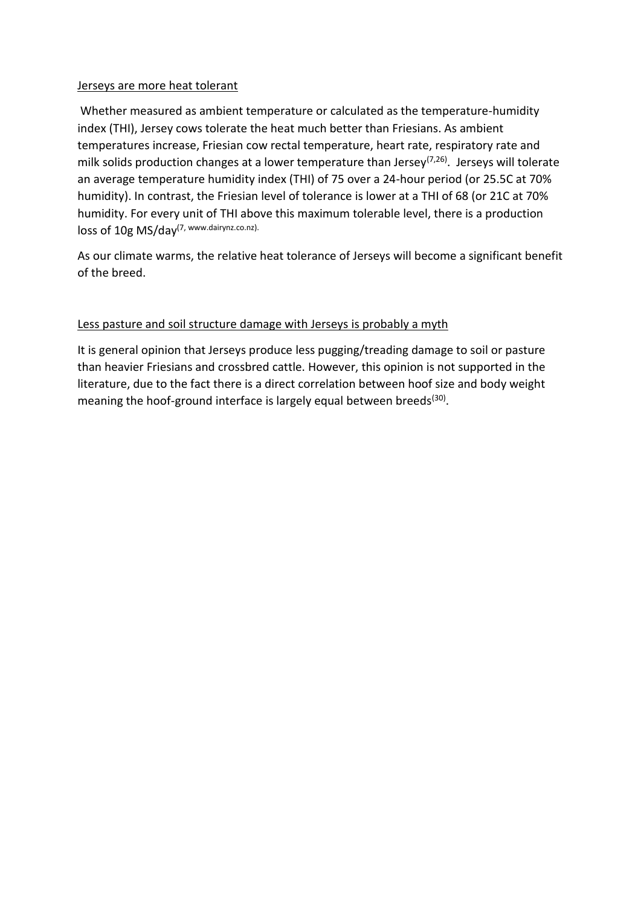Jerseys are more heat tolerant

Whether measured as ambient temperature or calculated as the temperature-humidity index (THI), Jersey cows tolerate the heat much better than Friesians. As ambient temperatures increase, Friesian cow rectal temperature, heart rate, respiratory rate and milk solids production changes at a lower temperature than Jersey[7,26]. Jerseys will tolerate an average temperature humidity index (THI) of 75 over a 24-hour period (or 25.5C at 70% humidity). In contrast, the Friesian level of tolerance is lower at a THI of 68 (or 21C at 70% humidity. For every unit of THI above this maximum tolerable level, there is a production loss of 10g MS/day[7, www.dairynz.co.nz].

As our climate warms, the relative heat tolerance of Jerseys will become a significant benefit of the breed.

Less pasture and soil structure damage with Jerseys is probably a myth

It is general opinion that Jerseys produce less pugging/treading damage to soil or pasture than heavier Friesians and crossbred cattle. However, this opinion is not supported in the literature, due to the fact there is a direct correlation between hoof size and body weight meaning the hoof-ground interface is largely equal between breeds[30].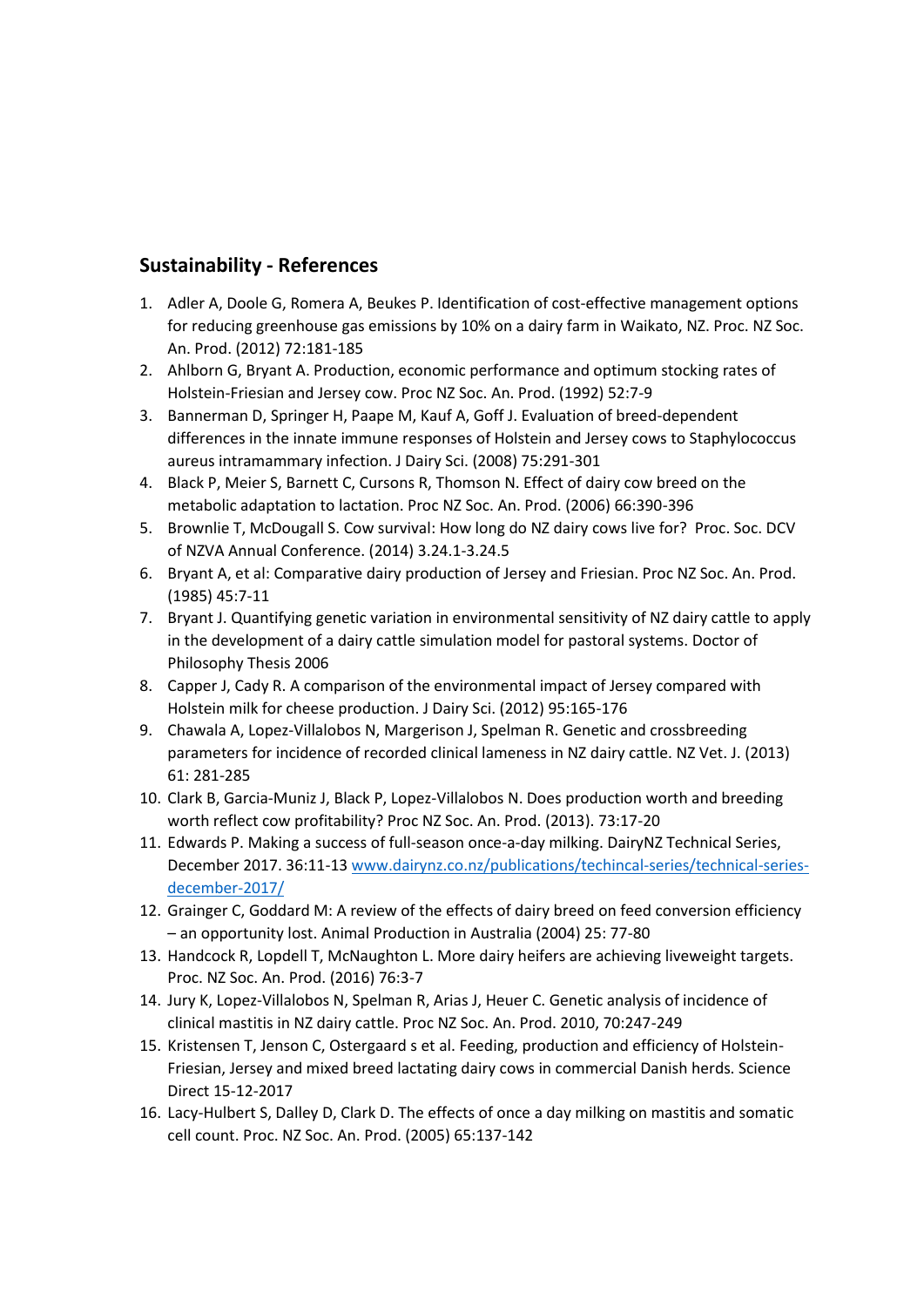## Sustainability - References

1. Adler A, Doole G, Romera A, Beukes P. Identification of cost-effective management options for reducing greenhouse gas emissions by 10% on a dairy farm in Waikato, NZ. Proc. NZ Soc. An. Prod. (2012) 72:181-185
2. Ahlborn G, Bryant A. Production, economic performance and optimum stocking rates of Holstein-Friesian and Jersey cow. Proc NZ Soc. An. Prod. (1992) 52:7-9
3. Bannerman D, Springer H, Paape M, Kauf A, Goff J. Evaluation of breed-dependent differences in the innate immune responses of Holstein and Jersey cows to Staphylococcus aureus intramammary infection. J Dairy Sci. (2008) 75:291-301
4. Black P, Meier S, Barnett C, Cursons R, Thomson N. Effect of dairy cow breed on the metabolic adaptation to lactation. Proc NZ Soc. An. Prod. (2006) 66:390-396
5. Brownlie T, McDougall S. Cow survival: How long do NZ dairy cows live for? Proc. Soc. DCV of NZVA Annual Conference. (2014) 3.24.1-3.24.5
6. Bryant A, et al: Comparative dairy production of Jersey and Friesian. Proc NZ Soc. An. Prod. (1985) 45:7-11
7. Bryant J. Quantifying genetic variation in environmental sensitivity of NZ dairy cattle to apply in the development of a dairy cattle simulation model for pastoral systems. Doctor of Philosophy Thesis 2006
8. Capper J, Cady R. A comparison of the environmental impact of Jersey compared with Holstein milk for cheese production. J Dairy Sci. (2012) 95:165-176
9. Chawala A, Lopez-Villalobos N, Margerison J, Spelman R. Genetic and crossbreeding parameters for incidence of recorded clinical lameness in NZ dairy cattle. NZ Vet. J. (2013) 61: 281-285
10. Clark B, Garcia-Muniz J, Black P, Lopez-Villalobos N. Does production worth and breeding worth reflect cow profitability? Proc NZ Soc. An. Prod. (2013). 73:17-20
11. Edwards P. Making a success of full-season once-a-day milking. DairyNZ Technical Series, December 2017. 36:11-13 [www.dairynz.co.nz/publications/techincal-series/technical-series-december-2017/](www.dairynz.co.nz/publications/techincal-series/technical-series-december-2017/)
12. Grainger C, Goddard M: A review of the effects of dairy breed on feed conversion efficiency – an opportunity lost. Animal Production in Australia (2004) 25: 77-80
13. Handcock R, Lopdell T, McNaughton L. More dairy heifers are achieving liveweight targets. Proc. NZ Soc. An. Prod. (2016) 76:3-7
14. Jury K, Lopez-Villalobos N, Spelman R, Arias J, Heuer C. Genetic analysis of incidence of clinical mastitis in NZ dairy cattle. Proc NZ Soc. An. Prod. 2010, 70:247-249
15. Kristensen T, Jenson C, Ostergaard s et al. Feeding, production and efficiency of Holstein-Friesian, Jersey and mixed breed lactating dairy cows in commercial Danish herds. Science Direct 15-12-2017
16. Lacy-Hulbert S, Dalley D, Clark D. The effects of once a day milking on mastitis and somatic cell count. Proc. NZ Soc. An. Prod. (2005) 65:137-142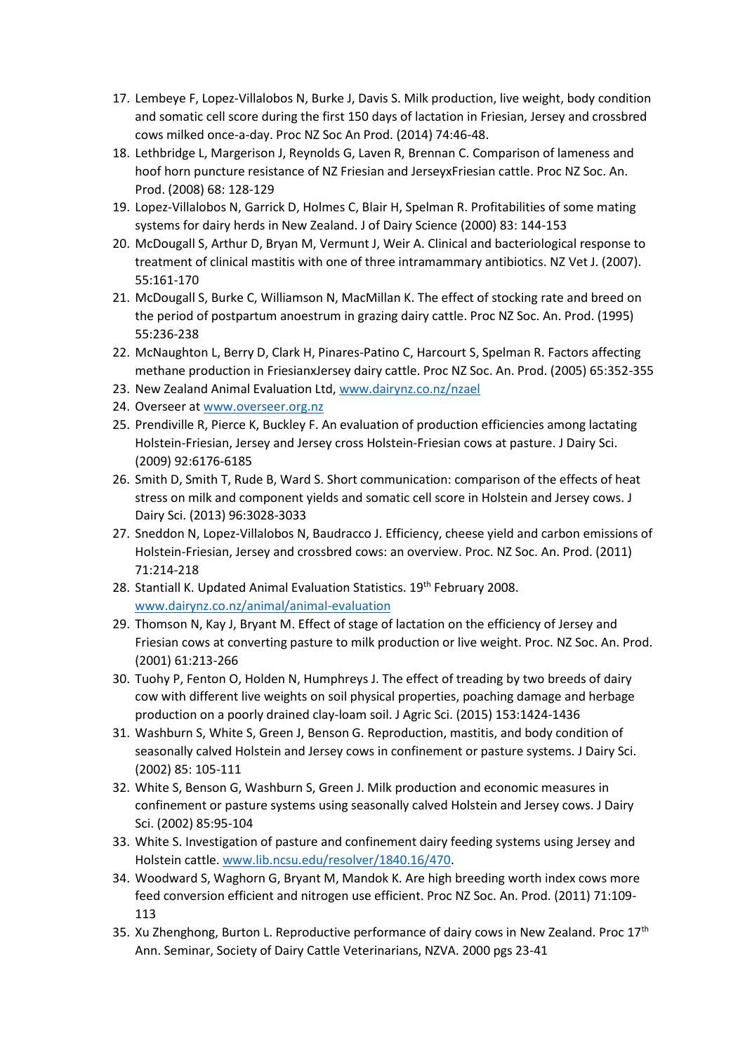17. Lembeye F, Lopez-Villalobos N, Burke J, Davis S. Milk production, live weight, body condition and somatic cell score during the first 150 days of lactation in Friesian, Jersey and crossbred cows milked once-a-day. Proc NZ Soc An Prod. (2014) 74:46-48.
18. Lethbridge L, Margerison J, Reynolds G, Laven R, Brennan C. Comparison of lameness and hoof horn puncture resistance of NZ Friesian and JerseyxFriesian cattle. Proc NZ Soc. An. Prod. (2008) 68: 128-129
19. Lopez-Villalobos N, Garrick D, Holmes C, Blair H, Spelman R. Profitabilities of some mating systems for dairy herds in New Zealand. J of Dairy Science (2000) 83: 144-153
20. McDougall S, Arthur D, Bryan M, Vermunt J, Weir A. Clinical and bacteriological response to treatment of clinical mastitis with one of three intramammary antibiotics. NZ Vet J. (2007). 55:161-170
21. McDougall S, Burke C, Williamson N, MacMillan K. The effect of stocking rate and breed on the period of postpartum anoestrum in grazing dairy cattle. Proc NZ Soc. An. Prod. (1995) 55:236-238
22. McNaughton L, Berry D, Clark H, Pinares-Patino C, Harcourt S, Spelman R. Factors affecting methane production in FriesianxJersey dairy cattle. Proc NZ Soc. An. Prod. (2005) 65:352-355
23. New Zealand Animal Evaluation Ltd, www.dairynz.co.nz/nzael
24. Overseer at www.overseer.org.nz
25. Prendiville R, Pierce K, Buckley F. An evaluation of production efficiencies among lactating Holstein-Friesian, Jersey and Jersey cross Holstein-Friesian cows at pasture. J Dairy Sci. (2009) 92:6176-6185
26. Smith D, Smith T, Rude B, Ward S. Short communication: comparison of the effects of heat stress on milk and component yields and somatic cell score in Holstein and Jersey cows. J Dairy Sci. (2013) 96:3028-3033
27. Sneddon N, Lopez-Villalobos N, Baudracco J. Efficiency, cheese yield and carbon emissions of Holstein-Friesian, Jersey and crossbred cows: an overview. Proc. NZ Soc. An. Prod. (2011) 71:214-218
28. Stantiall K. Updated Animal Evaluation Statistics. 19th February 2008. www.dairynz.co.nz/animal/animal-evaluation
29. Thomson N, Kay J, Bryant M. Effect of stage of lactation on the efficiency of Jersey and Friesian cows at converting pasture to milk production or live weight. Proc. NZ Soc. An. Prod. (2001) 61:213-266
30. Tuohy P, Fenton O, Holden N, Humphreys J. The effect of treading by two breeds of dairy cow with different live weights on soil physical properties, poaching damage and herbage production on a poorly drained clay-loam soil. J Agric Sci. (2015) 153:1424-1436
31. Washburn S, White S, Green J, Benson G. Reproduction, mastitis, and body condition of seasonally calved Holstein and Jersey cows in confinement or pasture systems. J Dairy Sci. (2002) 85: 105-111
32. White S, Benson G, Washburn S, Green J. Milk production and economic measures in confinement or pasture systems using seasonally calved Holstein and Jersey cows. J Dairy Sci. (2002) 85:95-104
33. White S. Investigation of pasture and confinement dairy feeding systems using Jersey and Holstein cattle. www.lib.ncsu.edu/resolver/1840.16/470.
34. Woodward S, Waghorn G, Bryant M, Mandok K. Are high breeding worth index cows more feed conversion efficient and nitrogen use efficient. Proc NZ Soc. An. Prod. (2011) 71:109-113
35. Xu Zhenghong, Burton L. Reproductive performance of dairy cows in New Zealand. Proc 17th Ann. Seminar, Society of Dairy Cattle Veterinarians, NZVA. 2000 pgs 23-41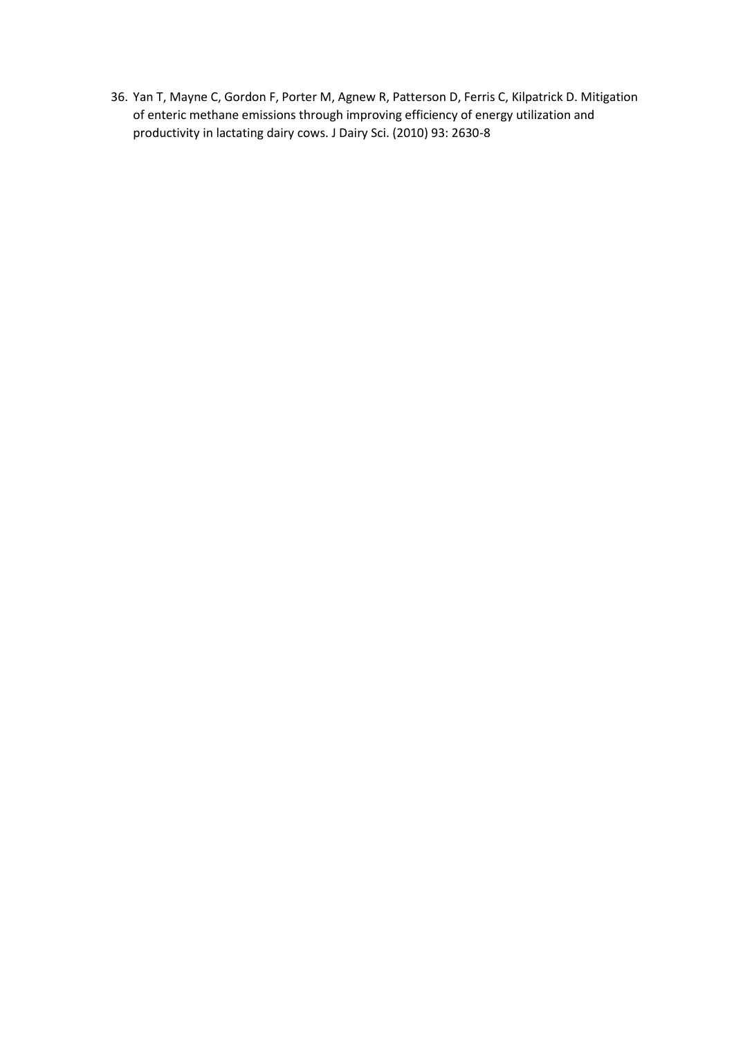36. Yan T, Mayne C, Gordon F, Porter M, Agnew R, Patterson D, Ferris C, Kilpatrick D. Mitigation of enteric methane emissions through improving efficiency of energy utilization and productivity in lactating dairy cows. J Dairy Sci. (2010) 93: 2630-8